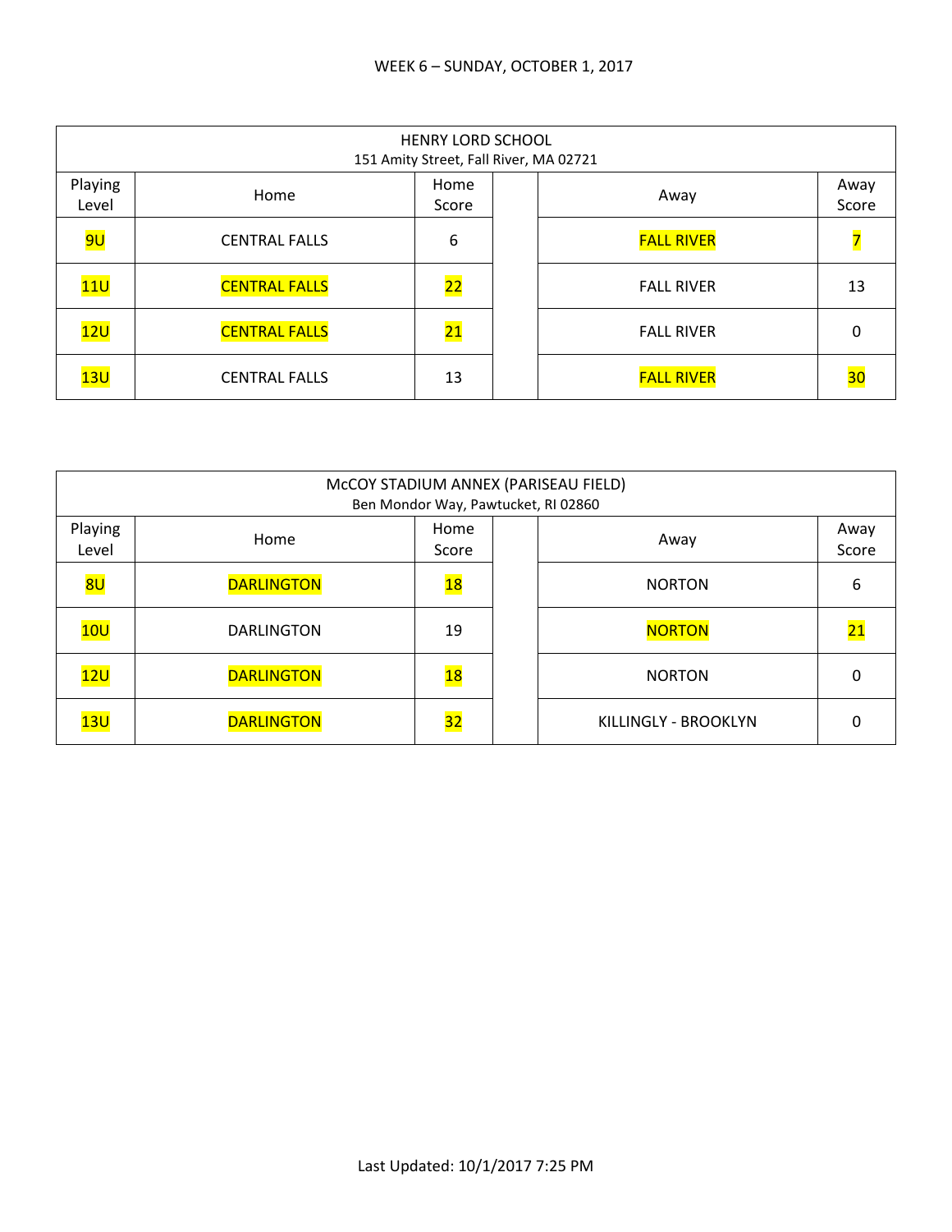WEEK 6 – SUNDAY, OCTOBER 1, 2017

| HENRY LORD SCHOOL<br>151 Amity Street, Fall River, MA 02721 | | | | | |
|---|---|---|---|---|---|
| Playing Level | Home | Home Score | | Away | Away Score |
| 9U | CENTRAL FALLS | 6 | | FALL RIVER | 7 |
| 11U | CENTRAL FALLS | 22 | | FALL RIVER | 13 |
| 12U | CENTRAL FALLS | 21 | | FALL RIVER | 0 |
| 13U | CENTRAL FALLS | 13 | | FALL RIVER | 30 |

| McCOY STADIUM ANNEX (PARISEAU FIELD)<br>Ben Mondor Way, Pawtucket, RI 02860 | | | | | |
|---|---|---|---|---|---|
| Playing Level | Home | Home Score | | Away | Away Score |
| 8U | DARLINGTON | 18 | | NORTON | 6 |
| 10U | DARLINGTON | 19 | | NORTON | 21 |
| 12U | DARLINGTON | 18 | | NORTON | 0 |
| 13U | DARLINGTON | 32 | | KILLINGLY - BROOKLYN | 0 |

Last Updated: 10/1/2017 7:25 PM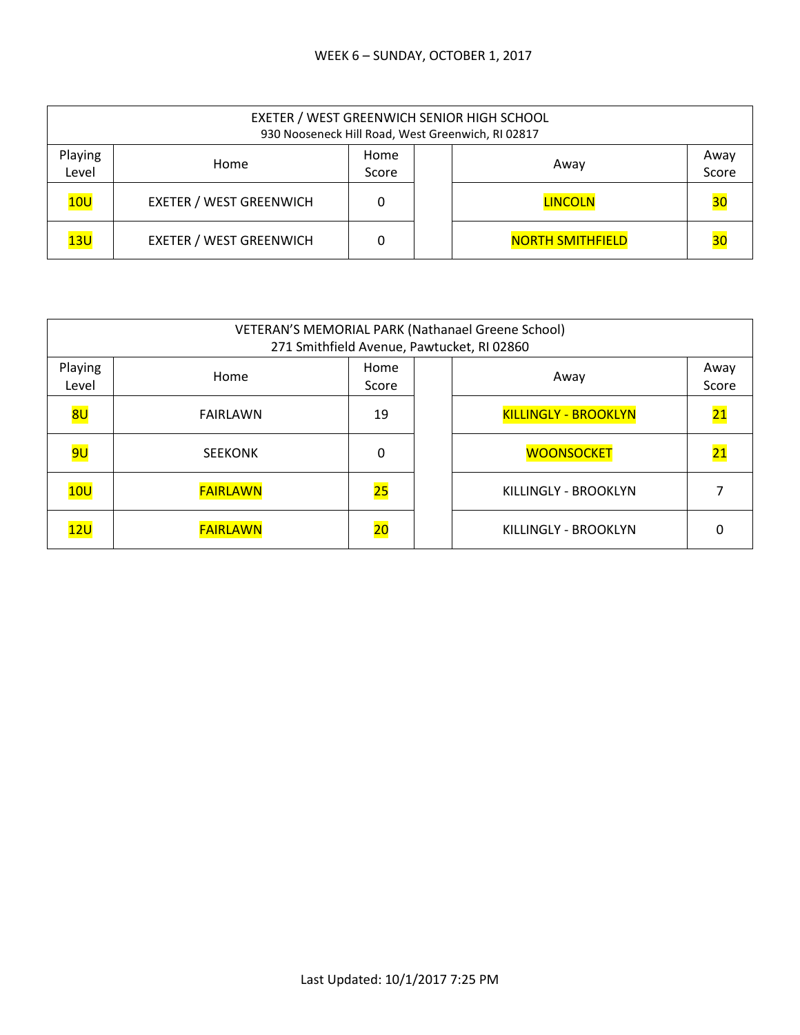WEEK 6 – SUNDAY, OCTOBER 1, 2017

| EXETER / WEST GREENWICH SENIOR HIGH SCHOOL<br>930 Nooseneck Hill Road, West Greenwich, RI 02817 | | | | | |
|---|---|---|---|---|---|
| Playing Level | Home | Home Score | | Away | Away Score |
| 10U | EXETER / WEST GREENWICH | 0 | | LINCOLN | 30 |
| 13U | EXETER / WEST GREENWICH | 0 | | NORTH SMITHFIELD | 30 |

| VETERAN'S MEMORIAL PARK (Nathanael Greene School)<br>271 Smithfield Avenue, Pawtucket, RI 02860 | | | | | |
|---|---|---|---|---|---|
| Playing Level | Home | Home Score | | Away | Away Score |
| 8U | FAIRLAWN | 19 | | KILLINGLY - BROOKLYN | 21 |
| 9U | SEEKONK | 0 | | WOONSOCKET | 21 |
| 10U | FAIRLAWN | 25 | | KILLINGLY - BROOKLYN | 7 |
| 12U | FAIRLAWN | 20 | | KILLINGLY - BROOKLYN | 0 |

Last Updated: 10/1/2017 7:25 PM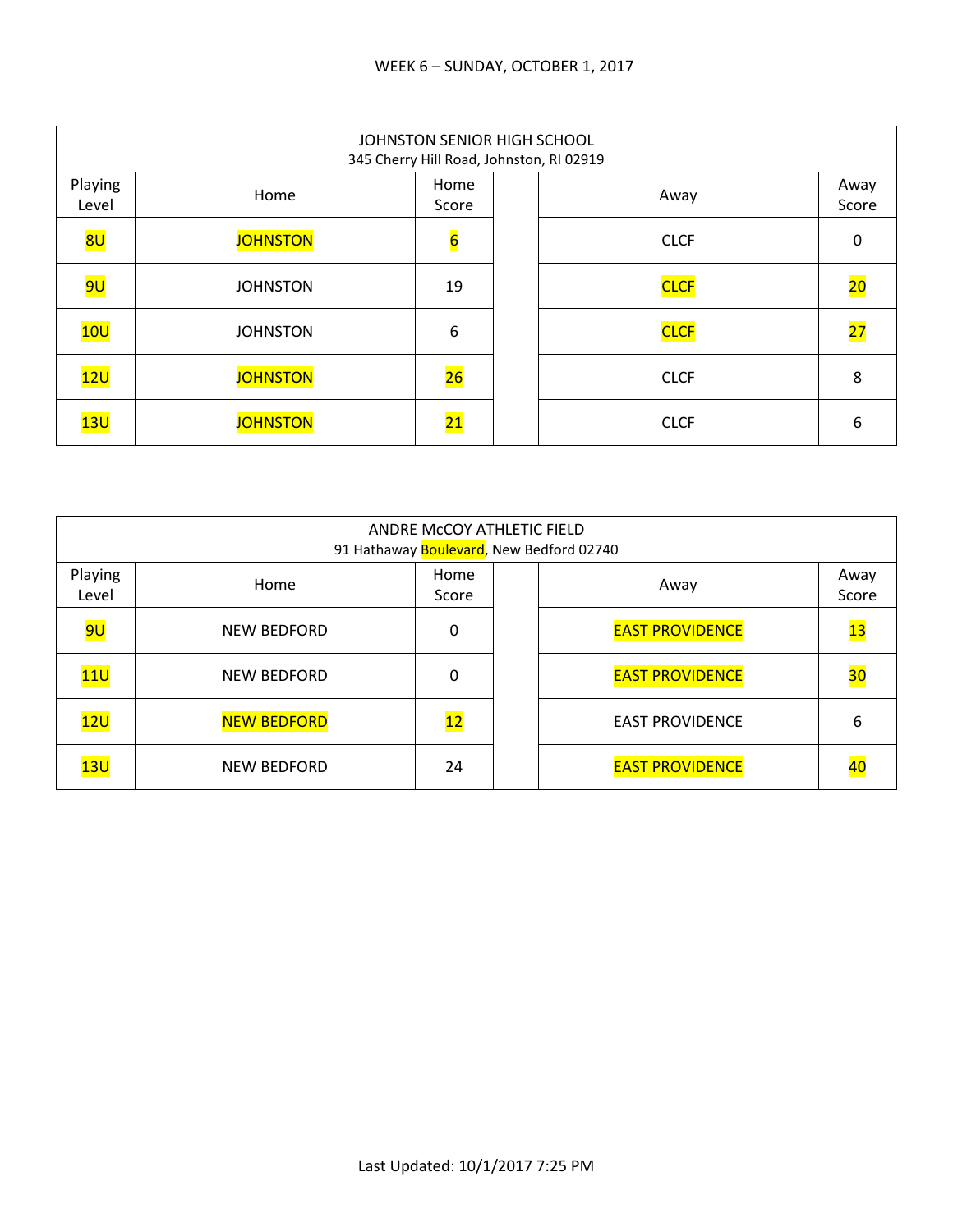WEEK 6 – SUNDAY, OCTOBER 1, 2017

| JOHNSTON SENIOR HIGH SCHOOL<br>345 Cherry Hill Road, Johnston, RI 02919 | | | | | |
|---|---|---|---|---|---|
| Playing Level | Home | Home Score | | Away | Away Score |
| 8U | JOHNSTON | 6 | | CLCF | 0 |
| 9U | JOHNSTON | 19 | | CLCF | 20 |
| 10U | JOHNSTON | 6 | | CLCF | 27 |
| 12U | JOHNSTON | 26 | | CLCF | 8 |
| 13U | JOHNSTON | 21 | | CLCF | 6 |

| ANDRE McCOY ATHLETIC FIELD<br>91 Hathaway Boulevard, New Bedford 02740 | | | | | |
|---|---|---|---|---|---|
| Playing Level | Home | Home Score | | Away | Away Score |
| 9U | NEW BEDFORD | 0 | | EAST PROVIDENCE | 13 |
| 11U | NEW BEDFORD | 0 | | EAST PROVIDENCE | 30 |
| 12U | NEW BEDFORD | 12 | | EAST PROVIDENCE | 6 |
| 13U | NEW BEDFORD | 24 | | EAST PROVIDENCE | 40 |

Last Updated: 10/1/2017 7:25 PM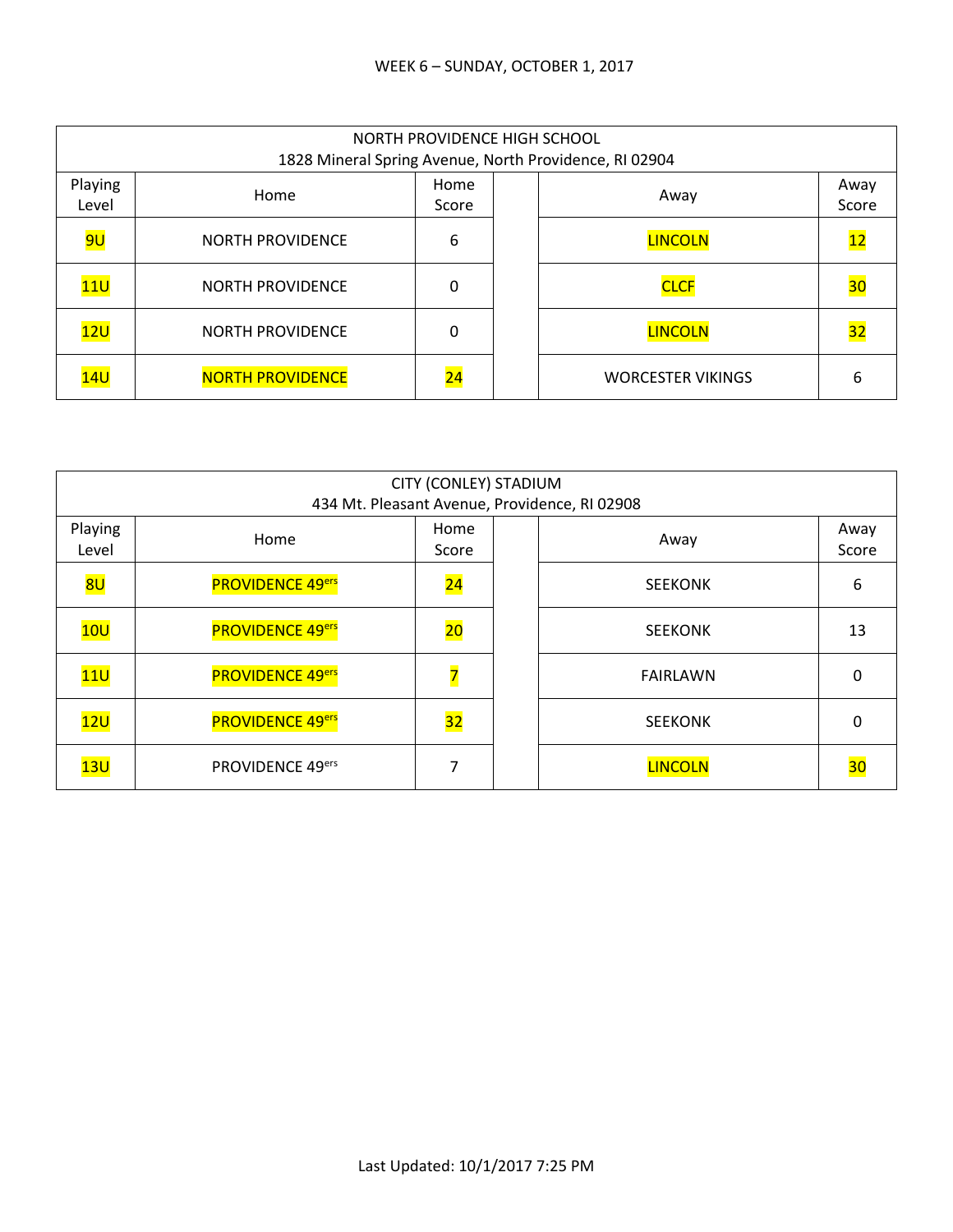WEEK 6 – SUNDAY, OCTOBER 1, 2017

| NORTH PROVIDENCE HIGH SCHOOL<br>1828 Mineral Spring Avenue, North Providence, RI 02904 | | | | | |
|---|---|---|---|---|---|
| Playing Level | Home | Home Score | | Away | Away Score |
| 9U | NORTH PROVIDENCE | 6 | | LINCOLN | 12 |
| 11U | NORTH PROVIDENCE | 0 | | CLCF | 30 |
| 12U | NORTH PROVIDENCE | 0 | | LINCOLN | 32 |
| 14U | NORTH PROVIDENCE | 24 | | WORCESTER VIKINGS | 6 |

| CITY (CONLEY) STADIUM<br>434 Mt. Pleasant Avenue, Providence, RI 02908 | | | | | |
|---|---|---|---|---|---|
| Playing Level | Home | Home Score | | Away | Away Score |
| 8U | PROVIDENCE 49ers | 24 | | SEEKONK | 6 |
| 10U | PROVIDENCE 49ers | 20 | | SEEKONK | 13 |
| 11U | PROVIDENCE 49ers | 7 | | FAIRLAWN | 0 |
| 12U | PROVIDENCE 49ers | 32 | | SEEKONK | 0 |
| 13U | PROVIDENCE 49ers | 7 | | LINCOLN | 30 |

Last Updated: 10/1/2017 7:25 PM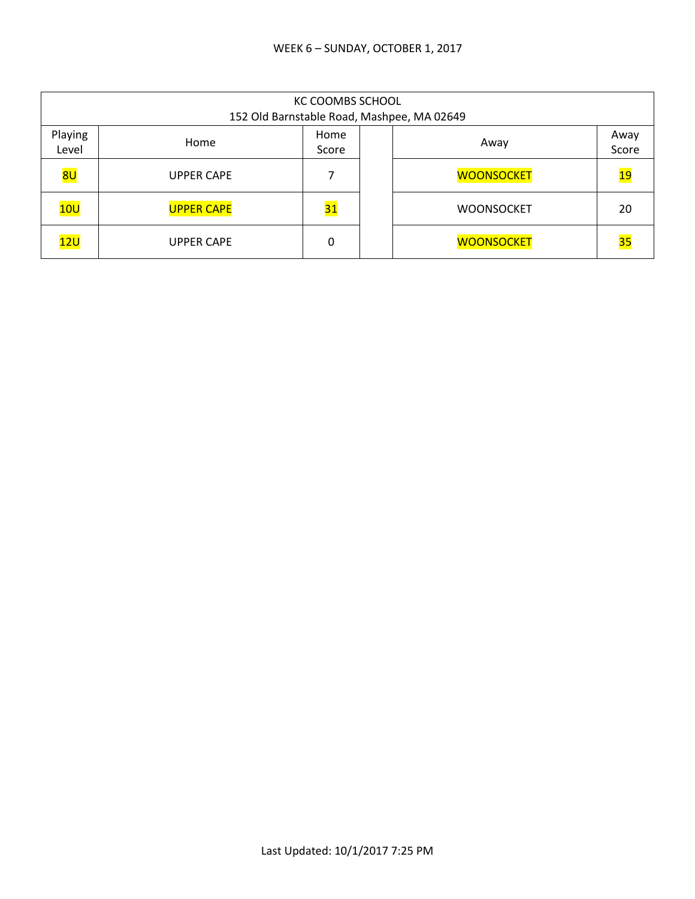WEEK 6 – SUNDAY, OCTOBER 1, 2017

| KC COOMBS SCHOOL<br>152 Old Barnstable Road, Mashpee, MA 02649 | | | | | |
|---|---|---|---|---|---|
| Playing Level | Home | Home Score | | Away | Away Score |
| 8U | UPPER CAPE | 7 | | WOONSOCKET | 19 |
| 10U | UPPER CAPE | 31 | | WOONSOCKET | 20 |
| 12U | UPPER CAPE | 0 | | WOONSOCKET | 35 |

Last Updated: 10/1/2017 7:25 PM